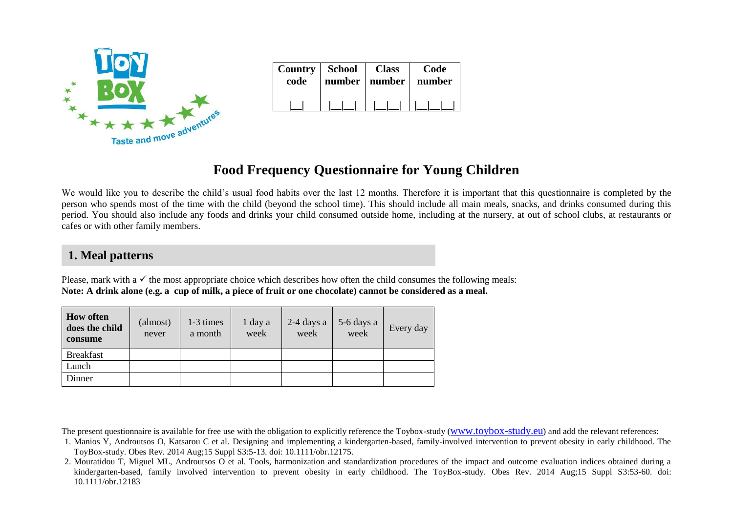| Country code | School number | Class number | Code number |
|---|---|---|---|
| \|__\| | \|__\|__\| | \|__\|__\| | \|__\|__\|__\| |

# Food Frequency Questionnaire for Young Children

We would like you to describe the child's usual food habits over the last 12 months. Therefore it is important that this questionnaire is completed by the person who spends most of the time with the child (beyond the school time). This should include all main meals, snacks, and drinks consumed during this period. You should also include any foods and drinks your child consumed outside home, including at the nursery, at out of school clubs, at restaurants or cafes or with other family members.

## 1. Meal patterns

Please, mark with a ✓ the most appropriate choice which describes how often the child consumes the following meals:
**Note: A drink alone (e.g. a cup of milk, a piece of fruit or one chocolate) cannot be considered as a meal.**

| How often does the child consume | (almost) never | 1-3 times a month | 1 day a week | 2-4 days a week | 5-6 days a week | Every day |
|---|---|---|---|---|---|---|
| Breakfast | | | | | | |
| Lunch | | | | | | |
| Dinner | | | | | | |

The present questionnaire is available for free use with the obligation to explicitly reference the Toybox-study (www.toybox-study.eu) and add the relevant references:

1. Manios Y, Androutsos O, Katsarou C et al. Designing and implementing a kindergarten-based, family-involved intervention to prevent obesity in early childhood. The ToyBox-study. Obes Rev. 2014 Aug;15 Suppl S3:5-13. doi: 10.1111/obr.12175.
2. Mouratidou T, Miguel ML, Androutsos O et al. Tools, harmonization and standardization procedures of the impact and outcome evaluation indices obtained during a kindergarten-based, family involved intervention to prevent obesity in early childhood. The ToyBox-study. Obes Rev. 2014 Aug;15 Suppl S3:53-60. doi: 10.1111/obr.12183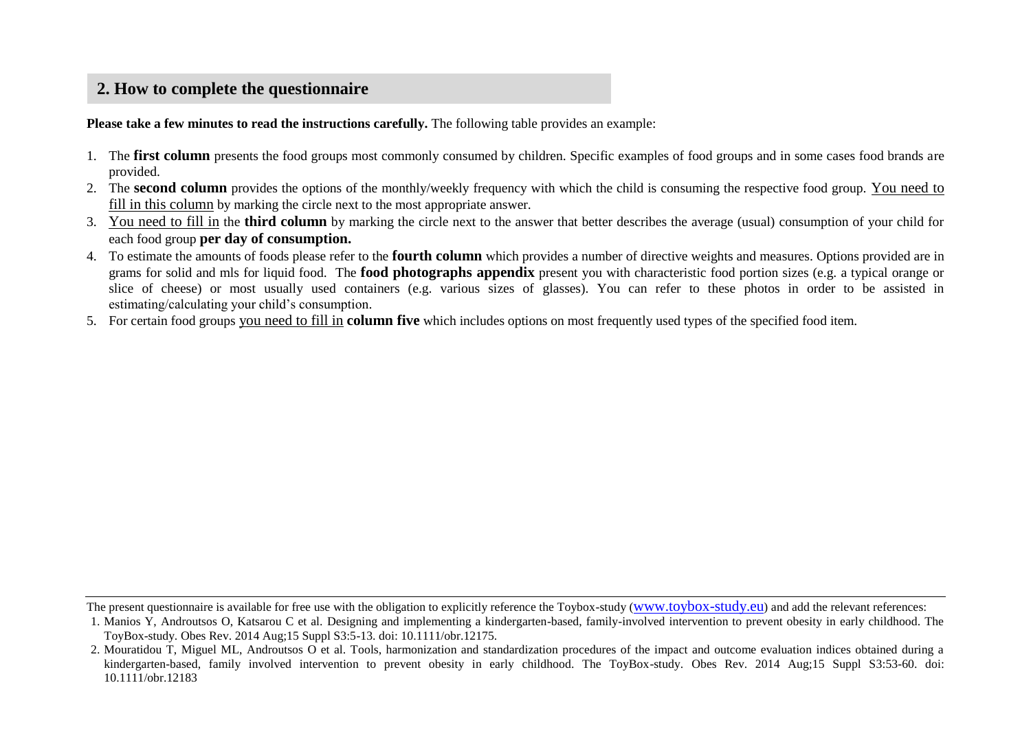## 2. How to complete the questionnaire

**Please take a few minutes to read the instructions carefully.** The following table provides an example:

1. The **first column** presents the food groups most commonly consumed by children. Specific examples of food groups and in some cases food brands are provided.
2. The **second column** provides the options of the monthly/weekly frequency with which the child is consuming the respective food group. <u>You need to fill in this column</u> by marking the circle next to the most appropriate answer.
3. <u>You need to fill in</u> the **third column** by marking the circle next to the answer that better describes the average (usual) consumption of your child for each food group **per day of consumption.**
4. To estimate the amounts of foods please refer to the **fourth column** which provides a number of directive weights and measures. Options provided are in grams for solid and mls for liquid food. The **food photographs appendix** present you with characteristic food portion sizes (e.g. a typical orange or slice of cheese) or most usually used containers (e.g. various sizes of glasses). You can refer to these photos in order to be assisted in estimating/calculating your child's consumption.
5. For certain food groups <u>you need to fill in</u> **column five** which includes options on most frequently used types of the specified food item.

---

The present questionnaire is available for free use with the obligation to explicitly reference the Toybox-study (www.toybox-study.eu) and add the relevant references:

1. Manios Y, Androutsos O, Katsarou C et al. Designing and implementing a kindergarten-based, family-involved intervention to prevent obesity in early childhood. The ToyBox-study. Obes Rev. 2014 Aug;15 Suppl S3:5-13. doi: 10.1111/obr.12175.
2. Mouratidou T, Miguel ML, Androutsos O et al. Tools, harmonization and standardization procedures of the impact and outcome evaluation indices obtained during a kindergarten-based, family involved intervention to prevent obesity in early childhood. The ToyBox-study. Obes Rev. 2014 Aug;15 Suppl S3:53-60. doi: 10.1111/obr.12183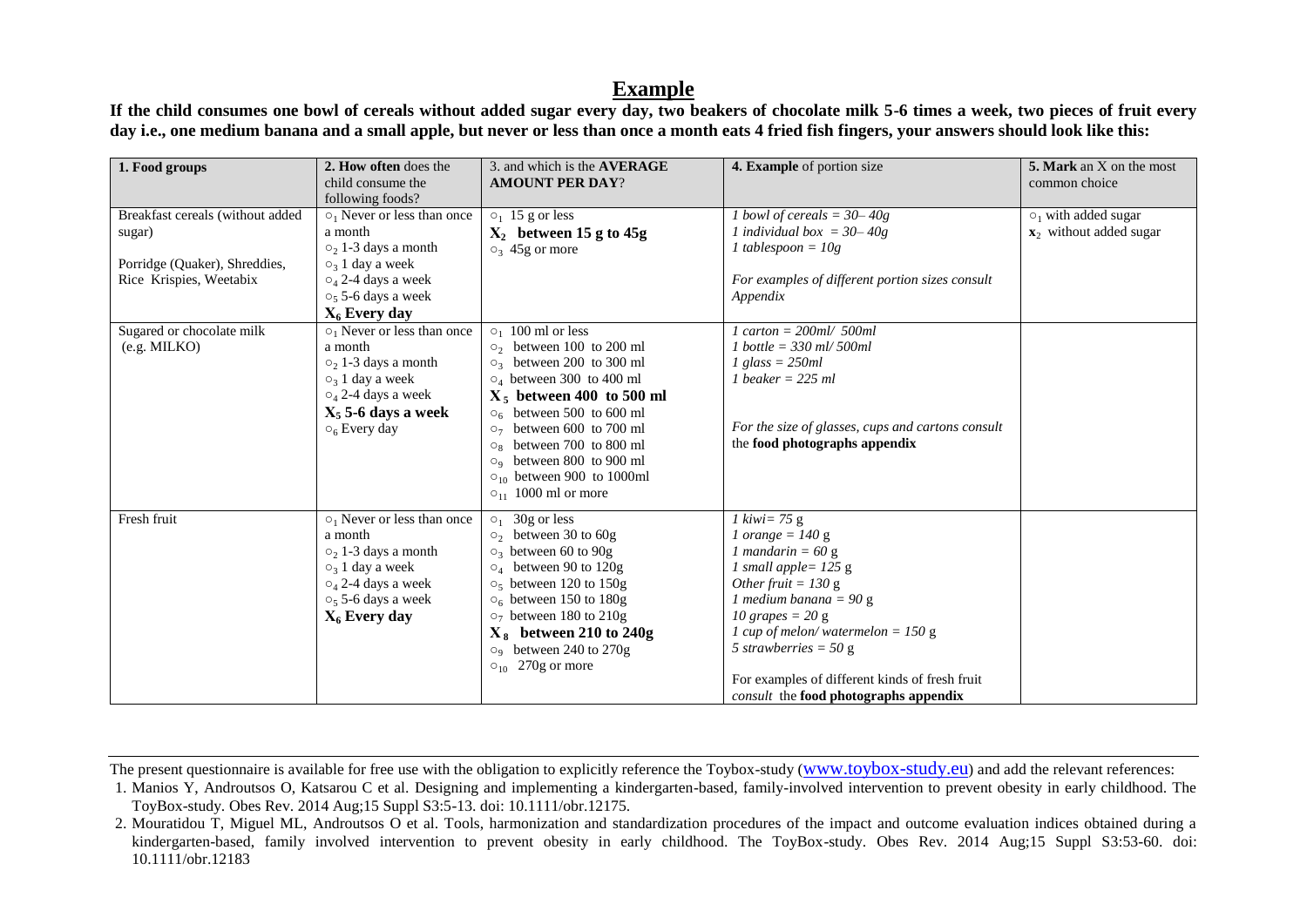# **Example**

**If the child consumes one bowl of cereals without added sugar every day, two beakers of chocolate milk 5-6 times a week, two pieces of fruit every day i.e., one medium banana and a small apple, but never or less than once a month eats 4 fried fish fingers, your answers should look like this:**

| **1. Food groups** | **2. How often** does the child consume the following foods? | 3. and which is the **AVERAGE AMOUNT PER DAY**? | **4. Example** of portion size | **5. Mark** an X on the most common choice |
|---|---|---|---|---|
| Breakfast cereals (without added sugar)<br><br>Porridge (Quaker), Shreddies, Rice Krispies, Weetabix | ○1 Never or less than once a month<br>○2 1-3 days a month<br>○3 1 day a week<br>○4 2-4 days a week<br>○5 5-6 days a week<br>**X6 Every day** | ○1 15 g or less<br>**X2 between 15 g to 45g**<br>○3 45g or more | *1 bowl of cereals = 30– 40g*<br>*1 individual box = 30– 40g*<br>*1 tablespoon = 10g*<br><br>*For examples of different portion sizes consult Appendix* | ○1 with added sugar<br>**x2** without added sugar |
| Sugared or chocolate milk (e.g. MILKO) | ○1 Never or less than once a month<br>○2 1-3 days a month<br>○3 1 day a week<br>○4 2-4 days a week<br>**X5 5-6 days a week**<br>○6 Every day | ○1 100 ml or less<br>○2 between 100 to 200 ml<br>○3 between 200 to 300 ml<br>○4 between 300 to 400 ml<br>**X5 between 400 to 500 ml**<br>○6 between 500 to 600 ml<br>○7 between 600 to 700 ml<br>○8 between 700 to 800 ml<br>○9 between 800 to 900 ml<br>○10 between 900 to 1000ml<br>○11 1000 ml or more | *1 carton = 200ml/ 500ml*<br>*1 bottle = 330 ml/ 500ml*<br>*1 glass = 250ml*<br>*1 beaker = 225 ml*<br><br>*For the size of glasses, cups and cartons consult* **the food photographs appendix** | |
| Fresh fruit | ○1 Never or less than once a month<br>○2 1-3 days a month<br>○3 1 day a week<br>○4 2-4 days a week<br>○5 5-6 days a week<br>**X6 Every day** | ○1 30g or less<br>○2 between 30 to 60g<br>○3 between 60 to 90g<br>○4 between 90 to 120g<br>○5 between 120 to 150g<br>○6 between 150 to 180g<br>○7 between 180 to 210g<br>**X8 between 210 to 240g**<br>○9 between 240 to 270g<br>○10 270g or more | *1 kiwi= 75* g<br>*1 orange = 140* g<br>*1 mandarin = 60* g<br>*1 small apple= 125* g<br>*Other fruit = 130* g<br>*1 medium banana = 90* g<br>*10 grapes = 20* g<br>*1 cup of melon/ watermelon = 150* g<br>*5 strawberries = 50* g<br><br>For examples of different kinds of fresh fruit *consult* the **food photographs appendix** | |

The present questionnaire is available for free use with the obligation to explicitly reference the Toybox-study (www.toybox-study.eu) and add the relevant references:

1. Manios Y, Androutsos O, Katsarou C et al. Designing and implementing a kindergarten-based, family-involved intervention to prevent obesity in early childhood. The ToyBox-study. Obes Rev. 2014 Aug;15 Suppl S3:5-13. doi: 10.1111/obr.12175.
2. Mouratidou T, Miguel ML, Androutsos O et al. Tools, harmonization and standardization procedures of the impact and outcome evaluation indices obtained during a kindergarten-based, family involved intervention to prevent obesity in early childhood. The ToyBox-study. Obes Rev. 2014 Aug;15 Suppl S3:53-60. doi: 10.1111/obr.12183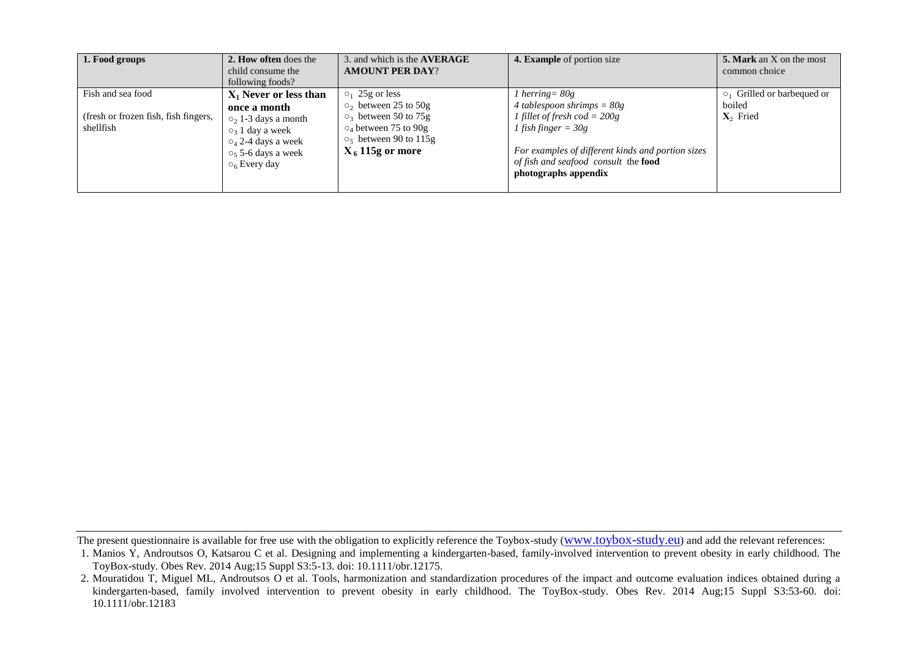| **1. Food groups** | **2. How often** does the child consume the following foods? | 3. and which is the **AVERAGE AMOUNT PER DAY**? | **4. Example** of portion size | **5. Mark** an X on the most common choice |
|---|---|---|---|---|
| Fish and sea food<br><br>(fresh or frozen fish, fish fingers, shellfish | **$X_1$ Never or less than once a month**<br>$○_2$ 1-3 days a month<br>$○_3$ 1 day a week<br>$○_4$ 2-4 days a week<br>$○_5$ 5-6 days a week<br>$○_6$ Every day | $○_1$ 25g or less<br>$○_2$ between 25 to 50g<br>$○_3$ between 50 to 75g<br>$○_4$ between 75 to 90g<br>$○_5$ between 90 to 115g<br>**$X_6$ 115g or more** | *1 herring= 80g*<br>*4 tablespoon shrimps = 80g*<br>*1 fillet of fresh cod = 200g*<br>*1 fish finger = 30g*<br><br>*For examples of different kinds and portion sizes of fish and seafood consult* the **food photographs appendix** | $○_1$ Grilled or barbequed or boiled<br>**$X_2$** Fried |

The present questionnaire is available for free use with the obligation to explicitly reference the Toybox-study (www.toybox-study.eu) and add the relevant references:

1. Manios Y, Androutsos O, Katsarou C et al. Designing and implementing a kindergarten-based, family-involved intervention to prevent obesity in early childhood. The ToyBox-study. Obes Rev. 2014 Aug;15 Suppl S3:5-13. doi: 10.1111/obr.12175.
2. Mouratidou T, Miguel ML, Androutsos O et al. Tools, harmonization and standardization procedures of the impact and outcome evaluation indices obtained during a kindergarten-based, family involved intervention to prevent obesity in early childhood. The ToyBox-study. Obes Rev. 2014 Aug;15 Suppl S3:53-60. doi: 10.1111/obr.12183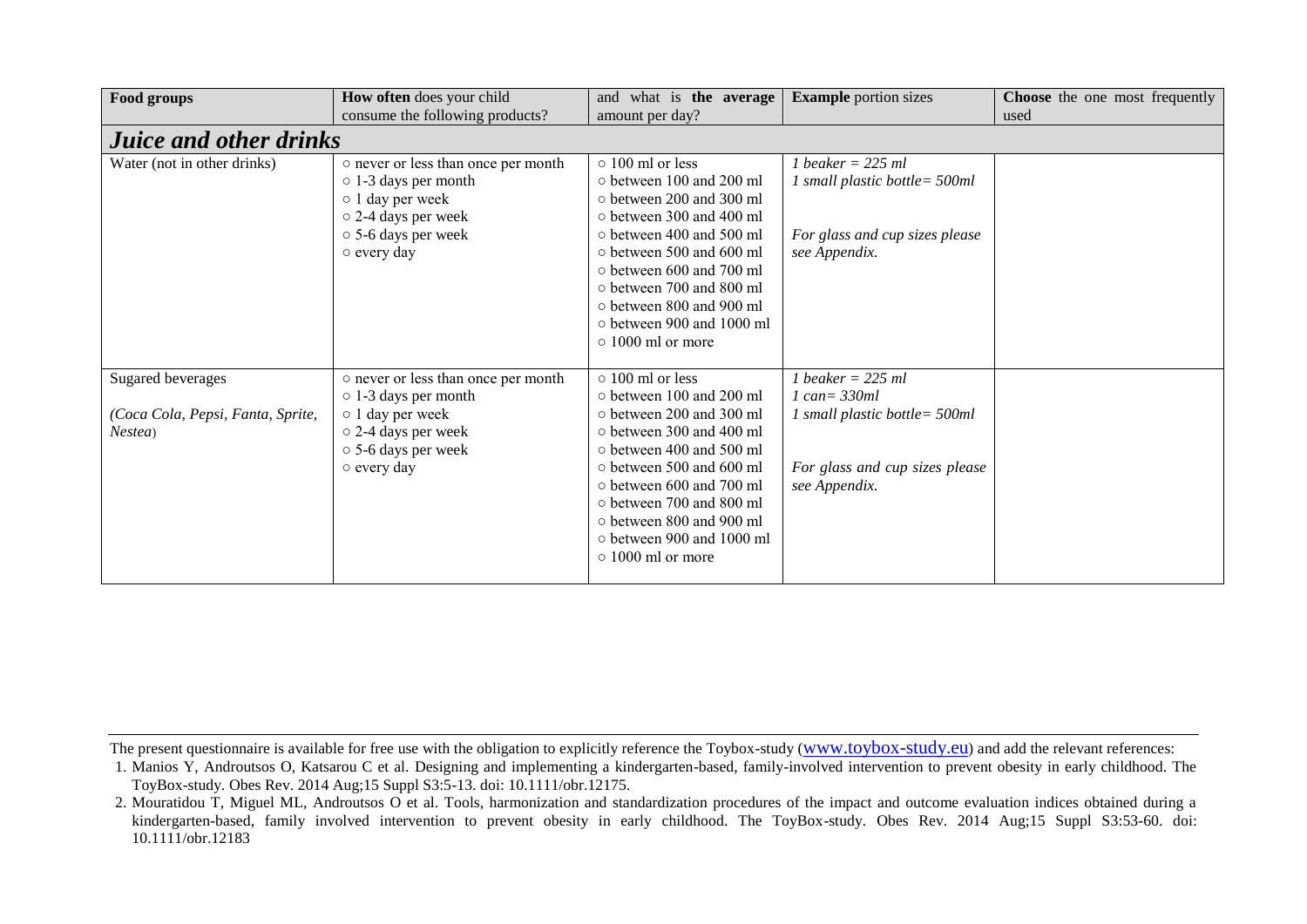| **Food groups** | **How often** does your child consume the following products? | and what is **the average** amount per day? | **Example** portion sizes | **Choose** the one most frequently used |
|---|---|---|---|---|
| ***Juice and other drinks*** | | | | |
| Water (not in other drinks) | ○ never or less than once per month<br>○ 1-3 days per month<br>○ 1 day per week<br>○ 2-4 days per week<br>○ 5-6 days per week<br>○ every day | ○ 100 ml or less<br>○ between 100 and 200 ml<br>○ between 200 and 300 ml<br>○ between 300 and 400 ml<br>○ between 400 and 500 ml<br>○ between 500 and 600 ml<br>○ between 600 and 700 ml<br>○ between 700 and 800 ml<br>○ between 800 and 900 ml<br>○ between 900 and 1000 ml<br>○ 1000 ml or more | *1 beaker = 225 ml*<br>*1 small plastic bottle= 500ml*<br><br>*For glass and cup sizes please see Appendix.* | |
| Sugared beverages<br><br>*(Coca Cola, Pepsi, Fanta, Sprite, Nestea)* | ○ never or less than once per month<br>○ 1-3 days per month<br>○ 1 day per week<br>○ 2-4 days per week<br>○ 5-6 days per week<br>○ every day | ○ 100 ml or less<br>○ between 100 and 200 ml<br>○ between 200 and 300 ml<br>○ between 300 and 400 ml<br>○ between 400 and 500 ml<br>○ between 500 and 600 ml<br>○ between 600 and 700 ml<br>○ between 700 and 800 ml<br>○ between 800 and 900 ml<br>○ between 900 and 1000 ml<br>○ 1000 ml or more | *1 beaker = 225 ml*<br>*1 can= 330ml*<br>*1 small plastic bottle= 500ml*<br><br>*For glass and cup sizes please see Appendix.* | |

The present questionnaire is available for free use with the obligation to explicitly reference the Toybox-study (www.toybox-study.eu) and add the relevant references:

1. Manios Y, Androutsos O, Katsarou C et al. Designing and implementing a kindergarten-based, family-involved intervention to prevent obesity in early childhood. The ToyBox-study. Obes Rev. 2014 Aug;15 Suppl S3:5-13. doi: 10.1111/obr.12175.
2. Mouratidou T, Miguel ML, Androutsos O et al. Tools, harmonization and standardization procedures of the impact and outcome evaluation indices obtained during a kindergarten-based, family involved intervention to prevent obesity in early childhood. The ToyBox-study. Obes Rev. 2014 Aug;15 Suppl S3:53-60. doi: 10.1111/obr.12183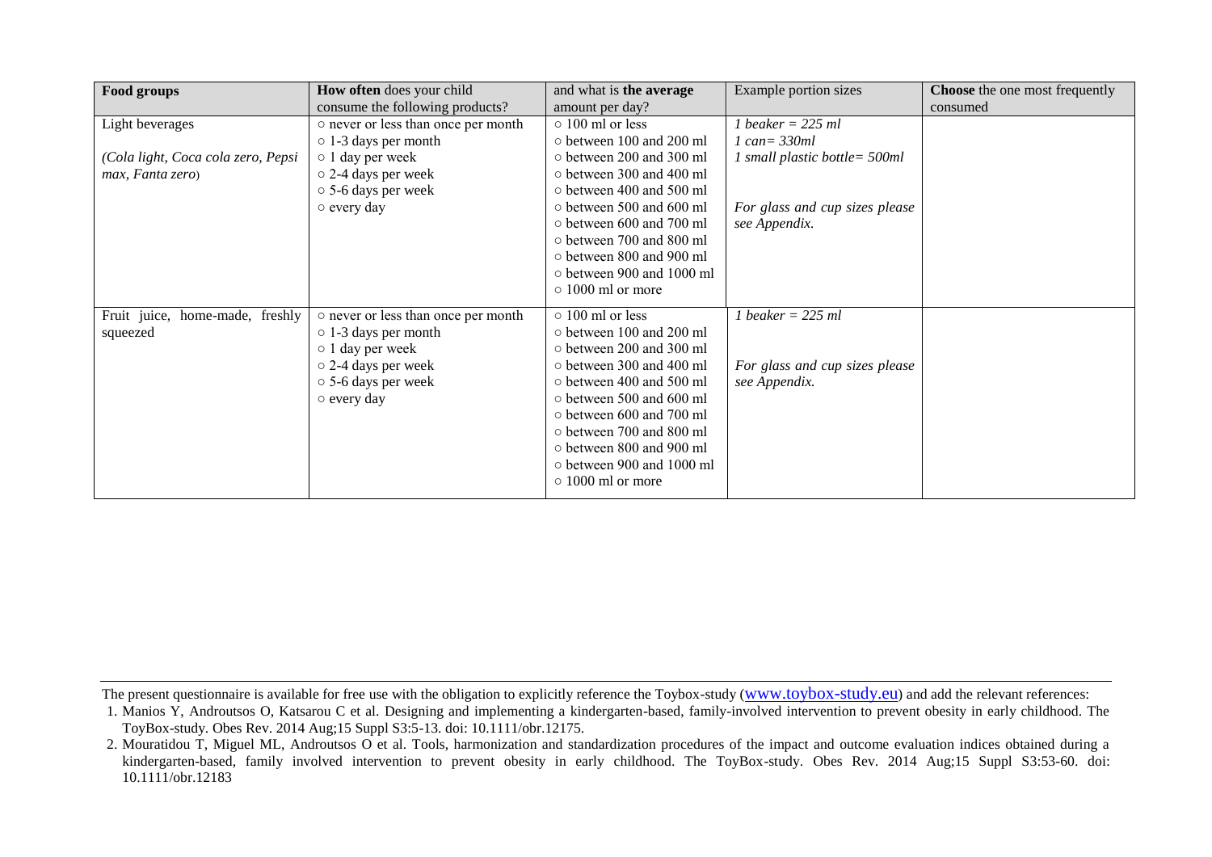| **Food groups** | **How often** does your child consume the following products? | and what is **the average** amount per day? | Example portion sizes | **Choose** the one most frequently consumed |
|---|---|---|---|---|
| Light beverages<br><br>*(Cola light, Coca cola zero, Pepsi max, Fanta zero)* | ○ never or less than once per month<br>○ 1-3 days per month<br>○ 1 day per week<br>○ 2-4 days per week<br>○ 5-6 days per week<br>○ every day | ○ 100 ml or less<br>○ between 100 and 200 ml<br>○ between 200 and 300 ml<br>○ between 300 and 400 ml<br>○ between 400 and 500 ml<br>○ between 500 and 600 ml<br>○ between 600 and 700 ml<br>○ between 700 and 800 ml<br>○ between 800 and 900 ml<br>○ between 900 and 1000 ml<br>○ 1000 ml or more | *1 beaker = 225 ml*<br>*1 can= 330ml*<br>*1 small plastic bottle= 500ml*<br><br>*For glass and cup sizes please see Appendix.* | |
| Fruit juice, home-made, freshly squeezed | ○ never or less than once per month<br>○ 1-3 days per month<br>○ 1 day per week<br>○ 2-4 days per week<br>○ 5-6 days per week<br>○ every day | ○ 100 ml or less<br>○ between 100 and 200 ml<br>○ between 200 and 300 ml<br>○ between 300 and 400 ml<br>○ between 400 and 500 ml<br>○ between 500 and 600 ml<br>○ between 600 and 700 ml<br>○ between 700 and 800 ml<br>○ between 800 and 900 ml<br>○ between 900 and 1000 ml<br>○ 1000 ml or more | *1 beaker = 225 ml*<br><br>*For glass and cup sizes please see Appendix.* | |

The present questionnaire is available for free use with the obligation to explicitly reference the Toybox-study (www.toybox-study.eu) and add the relevant references:

1. Manios Y, Androutsos O, Katsarou C et al. Designing and implementing a kindergarten-based, family-involved intervention to prevent obesity in early childhood. The ToyBox-study. Obes Rev. 2014 Aug;15 Suppl S3:5-13. doi: 10.1111/obr.12175.
2. Mouratidou T, Miguel ML, Androutsos O et al. Tools, harmonization and standardization procedures of the impact and outcome evaluation indices obtained during a kindergarten-based, family involved intervention to prevent obesity in early childhood. The ToyBox-study. Obes Rev. 2014 Aug;15 Suppl S3:53-60. doi: 10.1111/obr.12183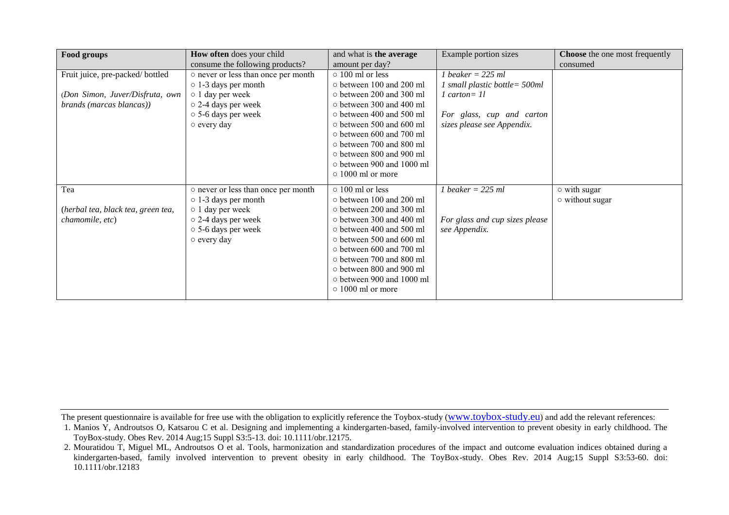| **Food groups** | **How often** does your child consume the following products? | and what is **the average** amount per day? | Example portion sizes | **Choose** the one most frequently consumed |
|---|---|---|---|---|
| Fruit juice, pre-packed/ bottled<br><br>(*Don Simon, Juver/Disfruta, own brands (marcas blancas))* | ○ never or less than once per month<br>○ 1-3 days per month<br>○ 1 day per week<br>○ 2-4 days per week<br>○ 5-6 days per week<br>○ every day | ○ 100 ml or less<br>○ between 100 and 200 ml<br>○ between 200 and 300 ml<br>○ between 300 and 400 ml<br>○ between 400 and 500 ml<br>○ between 500 and 600 ml<br>○ between 600 and 700 ml<br>○ between 700 and 800 ml<br>○ between 800 and 900 ml<br>○ between 900 and 1000 ml<br>○ 1000 ml or more | *1 beaker = 225 ml*<br>*1 small plastic bottle= 500ml*<br>*1 carton= 1l*<br><br>*For glass, cup and carton sizes please see Appendix.* | |
| Tea<br><br>(*herbal tea, black tea, green tea, chamomile, etc*) | ○ never or less than once per month<br>○ 1-3 days per month<br>○ 1 day per week<br>○ 2-4 days per week<br>○ 5-6 days per week<br>○ every day | ○ 100 ml or less<br>○ between 100 and 200 ml<br>○ between 200 and 300 ml<br>○ between 300 and 400 ml<br>○ between 400 and 500 ml<br>○ between 500 and 600 ml<br>○ between 600 and 700 ml<br>○ between 700 and 800 ml<br>○ between 800 and 900 ml<br>○ between 900 and 1000 ml<br>○ 1000 ml or more | *1 beaker = 225 ml*<br><br>*For glass and cup sizes please see Appendix.* | ○ with sugar<br>○ without sugar |

The present questionnaire is available for free use with the obligation to explicitly reference the Toybox-study (www.toybox-study.eu) and add the relevant references:

1. Manios Y, Androutsos O, Katsarou C et al. Designing and implementing a kindergarten-based, family-involved intervention to prevent obesity in early childhood. The ToyBox-study. Obes Rev. 2014 Aug;15 Suppl S3:5-13. doi: 10.1111/obr.12175.
2. Mouratidou T, Miguel ML, Androutsos O et al. Tools, harmonization and standardization procedures of the impact and outcome evaluation indices obtained during a kindergarten-based, family involved intervention to prevent obesity in early childhood. The ToyBox-study. Obes Rev. 2014 Aug;15 Suppl S3:53-60. doi: 10.1111/obr.12183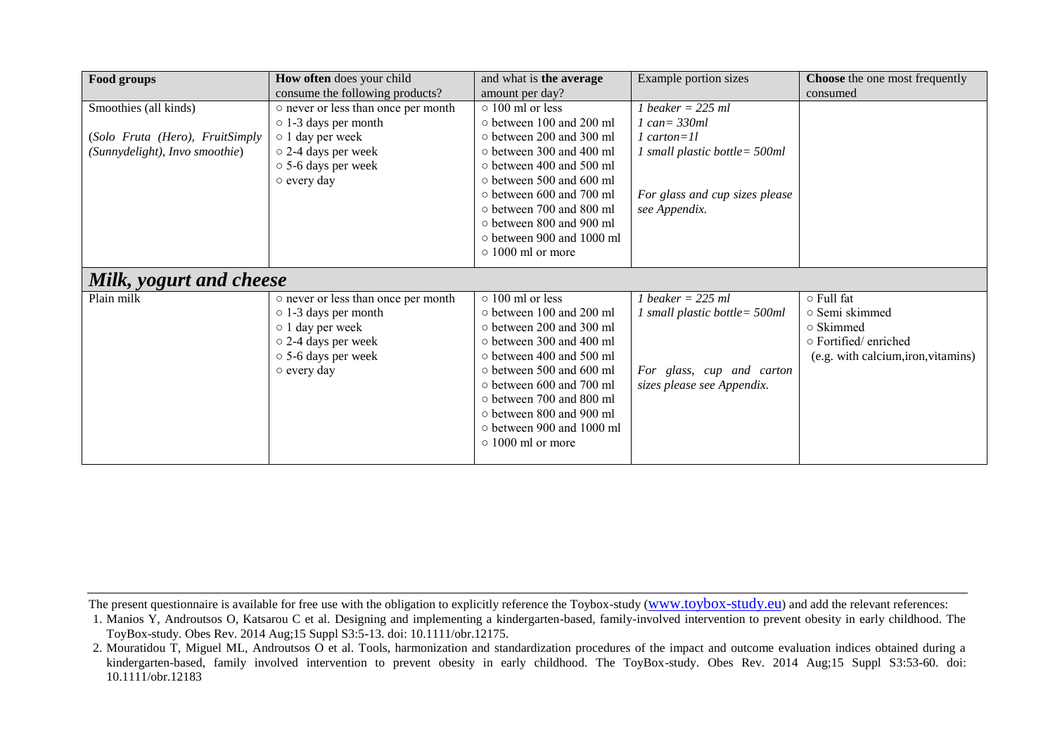| **Food groups** | **How often** does your child consume the following products? | and what is **the average** amount per day? | Example portion sizes | **Choose** the one most frequently consumed |
|---|---|---|---|---|
| Smoothies (all kinds)<br><br>*(Solo Fruta (Hero), FruitSimply (Sunnydelight), Invo smoothie)* | ○ never or less than once per month<br>○ 1-3 days per month<br>○ 1 day per week<br>○ 2-4 days per week<br>○ 5-6 days per week<br>○ every day | ○ 100 ml or less<br>○ between 100 and 200 ml<br>○ between 200 and 300 ml<br>○ between 300 and 400 ml<br>○ between 400 and 500 ml<br>○ between 500 and 600 ml<br>○ between 600 and 700 ml<br>○ between 700 and 800 ml<br>○ between 800 and 900 ml<br>○ between 900 and 1000 ml<br>○ 1000 ml or more | *1 beaker = 225 ml*<br>*1 can= 330ml*<br>*1 carton=1l*<br>*1 small plastic bottle= 500ml*<br><br>*For glass and cup sizes please see Appendix.* | |
| ***Milk, yogurt and cheese*** | | | | |
| Plain milk | ○ never or less than once per month<br>○ 1-3 days per month<br>○ 1 day per week<br>○ 2-4 days per week<br>○ 5-6 days per week<br>○ every day | ○ 100 ml or less<br>○ between 100 and 200 ml<br>○ between 200 and 300 ml<br>○ between 300 and 400 ml<br>○ between 400 and 500 ml<br>○ between 500 and 600 ml<br>○ between 600 and 700 ml<br>○ between 700 and 800 ml<br>○ between 800 and 900 ml<br>○ between 900 and 1000 ml<br>○ 1000 ml or more | *1 beaker = 225 ml*<br>*1 small plastic bottle= 500ml*<br><br>*For glass, cup and carton sizes please see Appendix.* | ○ Full fat<br>○ Semi skimmed<br>○ Skimmed<br>○ Fortified/ enriched<br>(e.g. with calcium,iron,vitamins) |

The present questionnaire is available for free use with the obligation to explicitly reference the Toybox-study (www.toybox-study.eu) and add the relevant references:

1. Manios Y, Androutsos O, Katsarou C et al. Designing and implementing a kindergarten-based, family-involved intervention to prevent obesity in early childhood. The ToyBox-study. Obes Rev. 2014 Aug;15 Suppl S3:5-13. doi: 10.1111/obr.12175.
2. Mouratidou T, Miguel ML, Androutsos O et al. Tools, harmonization and standardization procedures of the impact and outcome evaluation indices obtained during a kindergarten-based, family involved intervention to prevent obesity in early childhood. The ToyBox-study. Obes Rev. 2014 Aug;15 Suppl S3:53-60. doi: 10.1111/obr.12183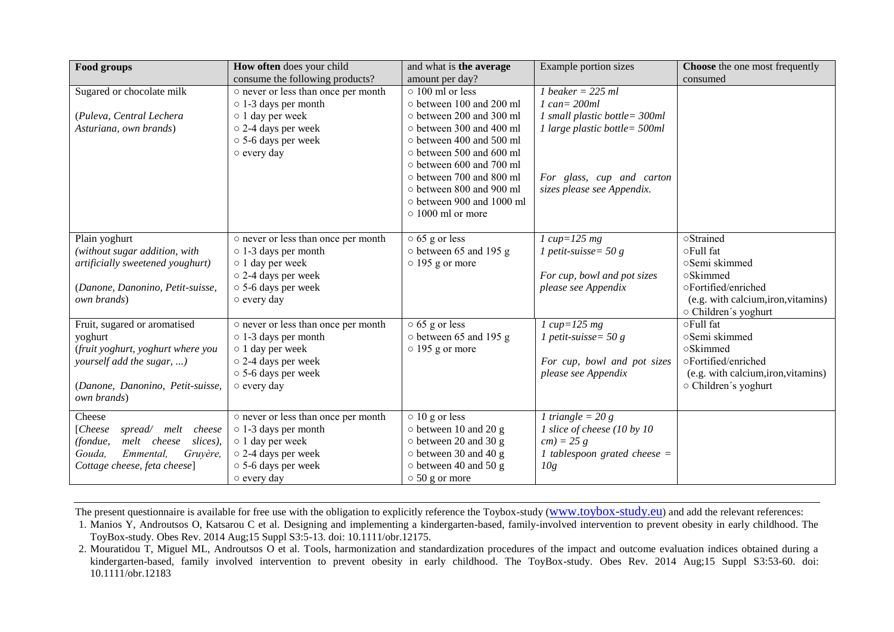| **Food groups** | **How often** does your child consume the following products? | and what is **the average** amount per day? | Example portion sizes | **Choose** the one most frequently consumed |
|---|---|---|---|---|
| Sugared or chocolate milk<br><br>(*Puleva, Central Lechera Asturiana, own brands*) | ○ never or less than once per month<br>○ 1-3 days per month<br>○ 1 day per week<br>○ 2-4 days per week<br>○ 5-6 days per week<br>○ every day | ○ 100 ml or less<br>○ between 100 and 200 ml<br>○ between 200 and 300 ml<br>○ between 300 and 400 ml<br>○ between 400 and 500 ml<br>○ between 500 and 600 ml<br>○ between 600 and 700 ml<br>○ between 700 and 800 ml<br>○ between 800 and 900 ml<br>○ between 900 and 1000 ml<br>○ 1000 ml or more | *1 beaker = 225 ml*<br>*1 can= 200ml*<br>*1 small plastic bottle= 300ml*<br>*1 large plastic bottle= 500ml*<br><br>*For glass, cup and carton sizes please see Appendix.* | |
| Plain yoghurt<br>*(without sugar addition, with artificially sweetened youghurt)*<br><br>(*Danone, Danonino, Petit-suisse, own brands*) | ○ never or less than once per month<br>○ 1-3 days per month<br>○ 1 day per week<br>○ 2-4 days per week<br>○ 5-6 days per week<br>○ every day | ○ 65 g or less<br>○ between 65 and 195 g<br>○ 195 g or more | *1 cup=125 mg*<br>*1 petit-suisse= 50 g*<br><br>*For cup, bowl and pot sizes please see Appendix* | ○Strained<br>○Full fat<br>○Semi skimmed<br>○Skimmed<br>○Fortified/enriched<br>(e.g. with calcium,iron,vitamins)<br>○ Children´s yoghurt |
| Fruit, sugared or aromatised yoghurt<br>(*fruit yoghurt, yoghurt where you yourself add the sugar, ...)*<br><br>(*Danone, Danonino, Petit-suisse, own brands*) | ○ never or less than once per month<br>○ 1-3 days per month<br>○ 1 day per week<br>○ 2-4 days per week<br>○ 5-6 days per week<br>○ every day | ○ 65 g or less<br>○ between 65 and 195 g<br>○ 195 g or more | *1 cup=125 mg*<br>*1 petit-suisse= 50 g*<br><br>*For cup, bowl and pot sizes please see Appendix* | ○Full fat<br>○Semi skimmed<br>○Skimmed<br>○Fortified/enriched<br>(e.g. with calcium,iron,vitamins)<br>○ Children´s yoghurt |
| Cheese<br>[*Cheese spread/ melt cheese (fondue, melt cheese slices), Gouda, Emmental, Gruyère, Cottage cheese, feta cheese*] | ○ never or less than once per month<br>○ 1-3 days per month<br>○ 1 day per week<br>○ 2-4 days per week<br>○ 5-6 days per week<br>○ every day | ○ 10 g or less<br>○ between 10 and 20 g<br>○ between 20 and 30 g<br>○ between 30 and 40 g<br>○ between 40 and 50 g<br>○ 50 g or more | *1 triangle = 20 g*<br>*1 slice of cheese (10 by 10 cm) = 25 g*<br>*1 tablespoon grated cheese = 10g* | |

The present questionnaire is available for free use with the obligation to explicitly reference the Toybox-study (www.toybox-study.eu) and add the relevant references:

1. Manios Y, Androutsos O, Katsarou C et al. Designing and implementing a kindergarten-based, family-involved intervention to prevent obesity in early childhood. The ToyBox-study. Obes Rev. 2014 Aug;15 Suppl S3:5-13. doi: 10.1111/obr.12175.
2. Mouratidou T, Miguel ML, Androutsos O et al. Tools, harmonization and standardization procedures of the impact and outcome evaluation indices obtained during a kindergarten-based, family involved intervention to prevent obesity in early childhood. The ToyBox-study. Obes Rev. 2014 Aug;15 Suppl S3:53-60. doi: 10.1111/obr.12183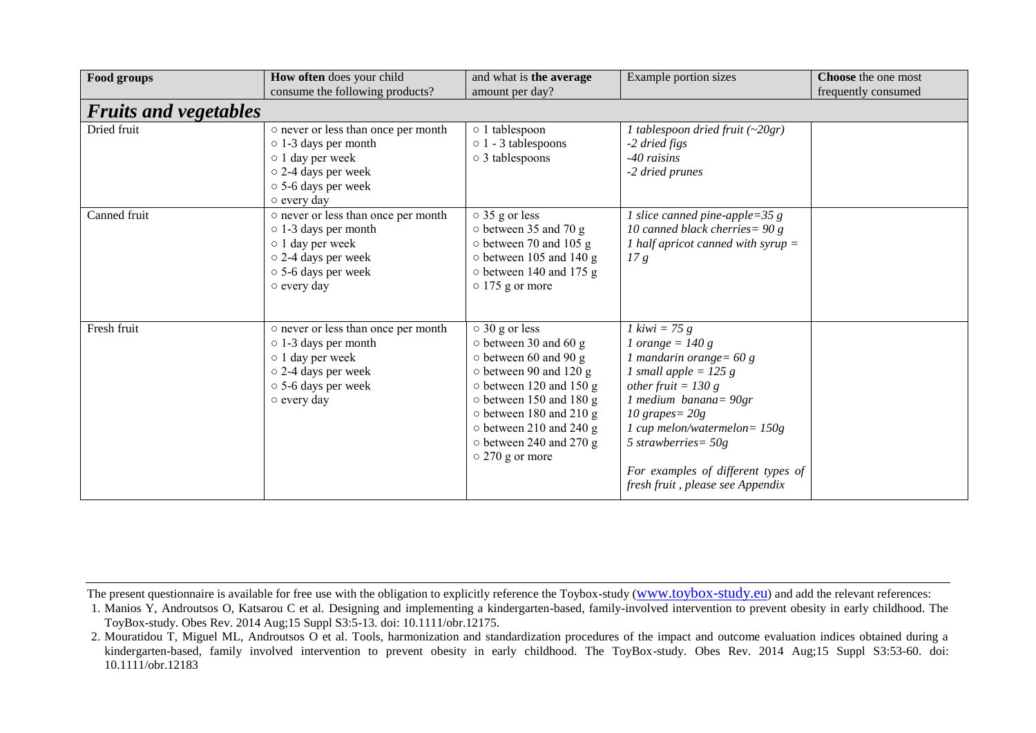| **Food groups** | **How often** does your child consume the following products? | and what is **the average** amount per day? | Example portion sizes | **Choose** the one most frequently consumed |
|---|---|---|---|---|
| ***Fruits and vegetables*** | | | | |
| Dried fruit | ○ never or less than once per month<br>○ 1-3 days per month<br>○ 1 day per week<br>○ 2-4 days per week<br>○ 5-6 days per week<br>○ every day | ○ 1 tablespoon<br>○ 1 - 3 tablespoons<br>○ 3 tablespoons | *1 tablespoon dried fruit (~20gr)*<br>*-2 dried figs*<br>*-40 raisins*<br>*-2 dried prunes* | |
| Canned fruit | ○ never or less than once per month<br>○ 1-3 days per month<br>○ 1 day per week<br>○ 2-4 days per week<br>○ 5-6 days per week<br>○ every day | ○ 35 g or less<br>○ between 35 and 70 g<br>○ between 70 and 105 g<br>○ between 105 and 140 g<br>○ between 140 and 175 g<br>○ 175 g or more | *1 slice canned pine-apple=35 g*<br>*10 canned black cherries= 90 g*<br>*1 half apricot canned with syrup = 17 g* | |
| Fresh fruit | ○ never or less than once per month<br>○ 1-3 days per month<br>○ 1 day per week<br>○ 2-4 days per week<br>○ 5-6 days per week<br>○ every day | ○ 30 g or less<br>○ between 30 and 60 g<br>○ between 60 and 90 g<br>○ between 90 and 120 g<br>○ between 120 and 150 g<br>○ between 150 and 180 g<br>○ between 180 and 210 g<br>○ between 210 and 240 g<br>○ between 240 and 270 g<br>○ 270 g or more | *1 kiwi = 75 g*<br>*1 orange = 140 g*<br>*1 mandarin orange= 60 g*<br>*1 small apple = 125 g*<br>*other fruit = 130 g*<br>*1 medium banana= 90gr*<br>*10 grapes= 20g*<br>*1 cup melon/watermelon= 150g*<br>*5 strawberries= 50g*<br><br>*For examples of different types of fresh fruit , please see Appendix* | |

The present questionnaire is available for free use with the obligation to explicitly reference the Toybox-study (www.toybox-study.eu) and add the relevant references:

1. Manios Y, Androutsos O, Katsarou C et al. Designing and implementing a kindergarten-based, family-involved intervention to prevent obesity in early childhood. The ToyBox-study. Obes Rev. 2014 Aug;15 Suppl S3:5-13. doi: 10.1111/obr.12175.
2. Mouratidou T, Miguel ML, Androutsos O et al. Tools, harmonization and standardization procedures of the impact and outcome evaluation indices obtained during a kindergarten-based, family involved intervention to prevent obesity in early childhood. The ToyBox-study. Obes Rev. 2014 Aug;15 Suppl S3:53-60. doi: 10.1111/obr.12183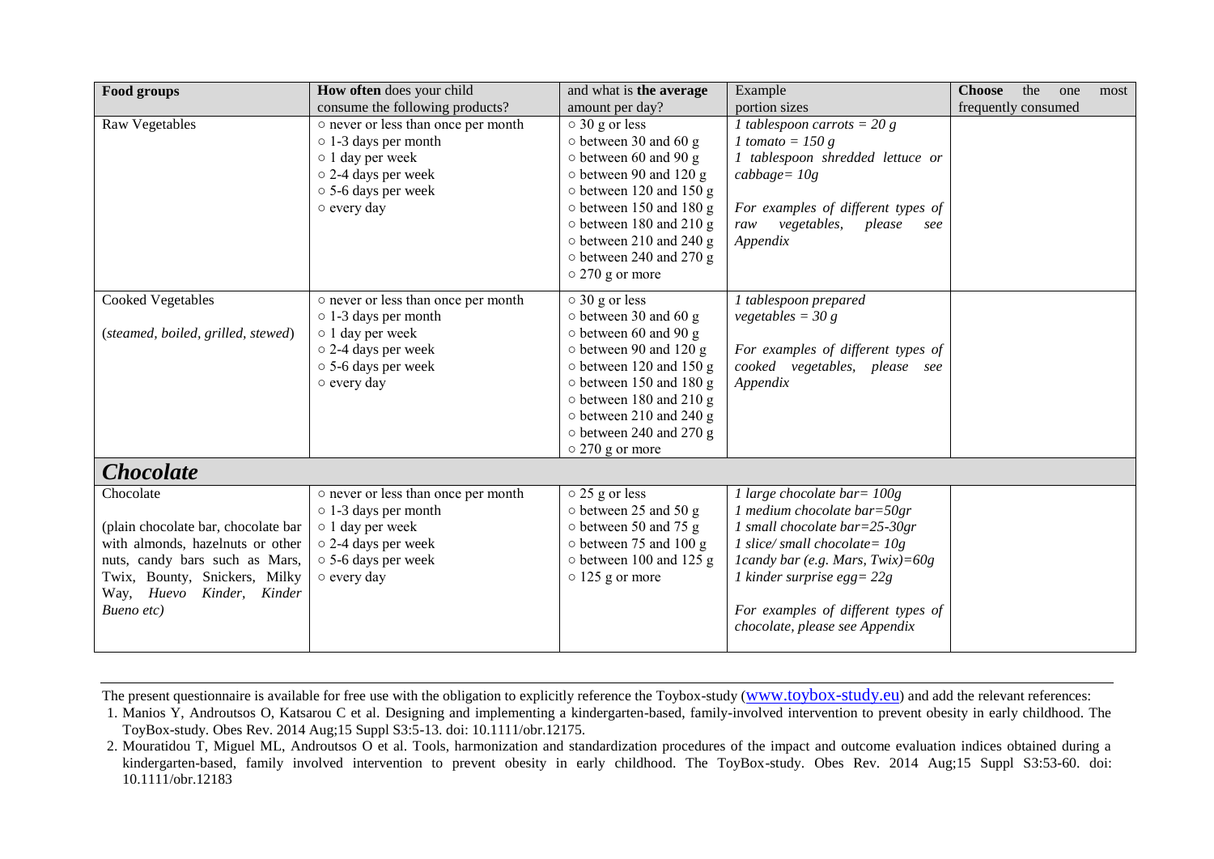| **Food groups** | **How often** does your child consume the following products? | and what is **the average** amount per day? | Example portion sizes | **Choose** the one most frequently consumed |
|---|---|---|---|---|
| Raw Vegetables | ○ never or less than once per month<br>○ 1-3 days per month<br>○ 1 day per week<br>○ 2-4 days per week<br>○ 5-6 days per week<br>○ every day | ○ 30 g or less<br>○ between 30 and 60 g<br>○ between 60 and 90 g<br>○ between 90 and 120 g<br>○ between 120 and 150 g<br>○ between 150 and 180 g<br>○ between 180 and 210 g<br>○ between 210 and 240 g<br>○ between 240 and 270 g<br>○ 270 g or more | *1 tablespoon carrots = 20 g*<br>*1 tomato = 150 g*<br>*1 tablespoon shredded lettuce or cabbage= 10g*<br><br>*For examples of different types of raw vegetables, please see Appendix* | |
| Cooked Vegetables<br><br>(*steamed, boiled, grilled, stewed*) | ○ never or less than once per month<br>○ 1-3 days per month<br>○ 1 day per week<br>○ 2-4 days per week<br>○ 5-6 days per week<br>○ every day | ○ 30 g or less<br>○ between 30 and 60 g<br>○ between 60 and 90 g<br>○ between 90 and 120 g<br>○ between 120 and 150 g<br>○ between 150 and 180 g<br>○ between 180 and 210 g<br>○ between 210 and 240 g<br>○ between 240 and 270 g<br>○ 270 g or more | *1 tablespoon prepared vegetables = 30 g*<br><br>*For examples of different types of cooked vegetables, please see Appendix* | |
| ***Chocolate*** | | | | |
| Chocolate<br><br>(plain chocolate bar, chocolate bar with almonds, hazelnuts or other nuts, candy bars such as Mars, Twix, Bounty, Snickers, Milky Way, *Huevo Kinder, Kinder Bueno etc)* | ○ never or less than once per month<br>○ 1-3 days per month<br>○ 1 day per week<br>○ 2-4 days per week<br>○ 5-6 days per week<br>○ every day | ○ 25 g or less<br>○ between 25 and 50 g<br>○ between 50 and 75 g<br>○ between 75 and 100 g<br>○ between 100 and 125 g<br>○ 125 g or more | *1 large chocolate bar= 100g*<br>*1 medium chocolate bar=50gr*<br>*1 small chocolate bar=25-30gr*<br>*1 slice/ small chocolate= 10g*<br>*1candy bar (e.g. Mars, Twix)=60g*<br>*1 kinder surprise egg= 22g*<br><br>*For examples of different types of chocolate, please see Appendix* | |

The present questionnaire is available for free use with the obligation to explicitly reference the Toybox-study (www.toybox-study.eu) and add the relevant references:

1. Manios Y, Androutsos O, Katsarou C et al. Designing and implementing a kindergarten-based, family-involved intervention to prevent obesity in early childhood. The ToyBox-study. Obes Rev. 2014 Aug;15 Suppl S3:5-13. doi: 10.1111/obr.12175.
2. Mouratidou T, Miguel ML, Androutsos O et al. Tools, harmonization and standardization procedures of the impact and outcome evaluation indices obtained during a kindergarten-based, family involved intervention to prevent obesity in early childhood. The ToyBox-study. Obes Rev. 2014 Aug;15 Suppl S3:53-60. doi: 10.1111/obr.12183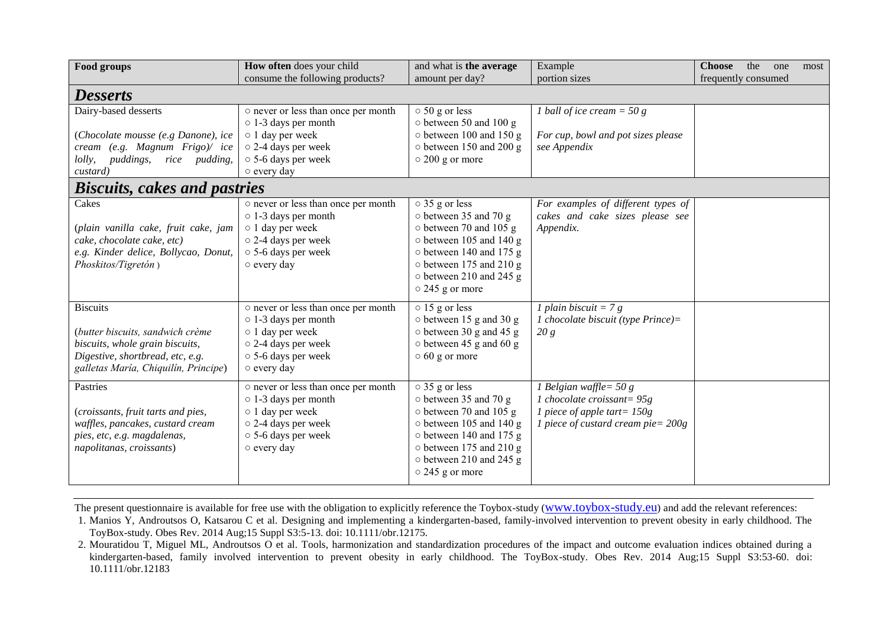| Food groups | How often does your child consume the following products? | and what is the average amount per day? | Example portion sizes | Choose the one most frequently consumed |
|---|---|---|---|---|
| ***Desserts*** | | | | |
| Dairy-based desserts<br><br>(*Chocolate mousse (e.g Danone), ice cream (e.g. Magnum Frigo)/ ice lolly, puddings, rice pudding, custard)* | ○ never or less than once per month<br>○ 1-3 days per month<br>○ 1 day per week<br>○ 2-4 days per week<br>○ 5-6 days per week<br>○ every day | ○ 50 g or less<br>○ between 50 and 100 g<br>○ between 100 and 150 g<br>○ between 150 and 200 g<br>○ 200 g or more | *1 ball of ice cream = 50 g*<br><br>*For cup, bowl and pot sizes please see Appendix* | |
| ***Biscuits, cakes and pastries*** | | | | |
| Cakes<br><br>(*plain vanilla cake, fruit cake, jam cake, chocolate cake, etc)*<br>*e.g. Kinder delice, Bollycao, Donut, Phoskitos/Tigretón* ) | ○ never or less than once per month<br>○ 1-3 days per month<br>○ 1 day per week<br>○ 2-4 days per week<br>○ 5-6 days per week<br>○ every day | ○ 35 g or less<br>○ between 35 and 70 g<br>○ between 70 and 105 g<br>○ between 105 and 140 g<br>○ between 140 and 175 g<br>○ between 175 and 210 g<br>○ between 210 and 245 g<br>○ 245 g or more | *For examples of different types of cakes and cake sizes please see Appendix.* | |
| Biscuits<br><br>(*butter biscuits, sandwich crème biscuits, whole grain biscuits, Digestive, shortbread, etc, e.g. galletas María, Chiquilín, Principe*) | ○ never or less than once per month<br>○ 1-3 days per month<br>○ 1 day per week<br>○ 2-4 days per week<br>○ 5-6 days per week<br>○ every day | ○ 15 g or less<br>○ between 15 g and 30 g<br>○ between 30 g and 45 g<br>○ between 45 g and 60 g<br>○ 60 g or more | *1 plain biscuit = 7 g*<br>*1 chocolate biscuit (type Prince)= 20 g* | |
| Pastries<br><br>(*croissants, fruit tarts and pies, waffles, pancakes, custard cream pies, etc, e.g. magdalenas, napolitanas, croissants*) | ○ never or less than once per month<br>○ 1-3 days per month<br>○ 1 day per week<br>○ 2-4 days per week<br>○ 5-6 days per week<br>○ every day | ○ 35 g or less<br>○ between 35 and 70 g<br>○ between 70 and 105 g<br>○ between 105 and 140 g<br>○ between 140 and 175 g<br>○ between 175 and 210 g<br>○ between 210 and 245 g<br>○ 245 g or more | *1 Belgian waffle= 50 g*<br>*1 chocolate croissant= 95g*<br>*1 piece of apple tart= 150g*<br>*1 piece of custard cream pie= 200g* | |

The present questionnaire is available for free use with the obligation to explicitly reference the Toybox-study (www.toybox-study.eu) and add the relevant references:

1. Manios Y, Androutsos O, Katsarou C et al. Designing and implementing a kindergarten-based, family-involved intervention to prevent obesity in early childhood. The ToyBox-study. Obes Rev. 2014 Aug;15 Suppl S3:5-13. doi: 10.1111/obr.12175.
2. Mouratidou T, Miguel ML, Androutsos O et al. Tools, harmonization and standardization procedures of the impact and outcome evaluation indices obtained during a kindergarten-based, family involved intervention to prevent obesity in early childhood. The ToyBox-study. Obes Rev. 2014 Aug;15 Suppl S3:53-60. doi: 10.1111/obr.12183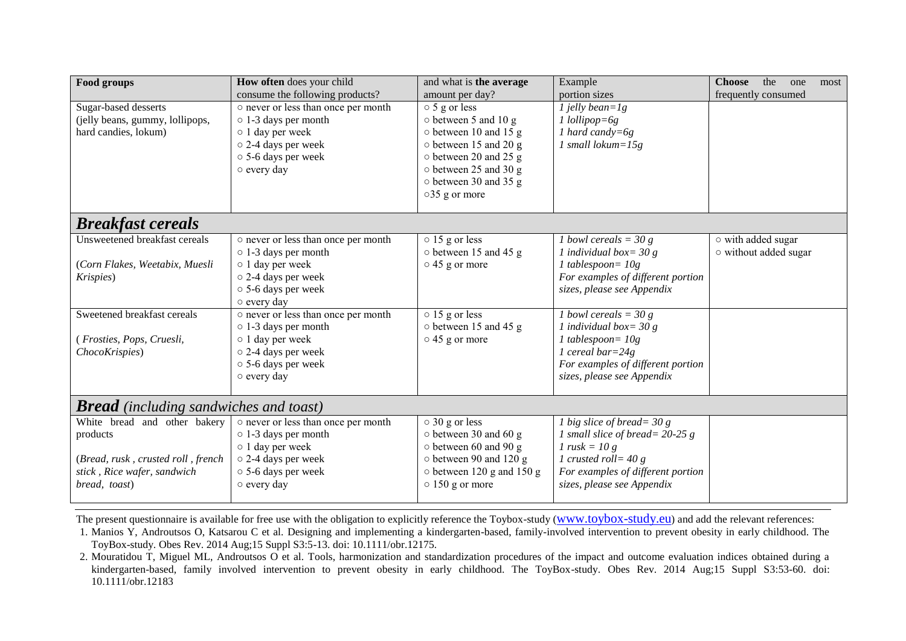| Food groups | How often does your child consume the following products? | and what is the average amount per day? | Example portion sizes | Choose the one most frequently consumed |
|---|---|---|---|---|
| Sugar-based desserts (jelly beans, gummy, lollipops, hard candies, lokum) | ○ never or less than once per month<br>○ 1-3 days per month<br>○ 1 day per week<br>○ 2-4 days per week<br>○ 5-6 days per week<br>○ every day | ○ 5 g or less<br>○ between 5 and 10 g<br>○ between 10 and 15 g<br>○ between 15 and 20 g<br>○ between 20 and 25 g<br>○ between 25 and 30 g<br>○ between 30 and 35 g<br>○35 g or more | *1 jelly bean=1g*<br>*1 lollipop=6g*<br>*1 hard candy=6g*<br>*1 small lokum=15g* | |
| ***Breakfast cereals*** | | | | |
| Unsweetened breakfast cereals<br><br>(*Corn Flakes, Weetabix, Muesli Krispies*) | ○ never or less than once per month<br>○ 1-3 days per month<br>○ 1 day per week<br>○ 2-4 days per week<br>○ 5-6 days per week<br>○ every day | ○ 15 g or less<br>○ between 15 and 45 g<br>○ 45 g or more | *1 bowl cereals = 30 g*<br>*1 individual box= 30 g*<br>*1 tablespoon= 10g*<br>*For examples of different portion sizes, please see Appendix* | ○ with added sugar<br>○ without added sugar |
| Sweetened breakfast cereals<br><br>( *Frosties, Pops, Cruesli, ChocoKrispies*) | ○ never or less than once per month<br>○ 1-3 days per month<br>○ 1 day per week<br>○ 2-4 days per week<br>○ 5-6 days per week<br>○ every day | ○ 15 g or less<br>○ between 15 and 45 g<br>○ 45 g or more | *1 bowl cereals = 30 g*<br>*1 individual box= 30 g*<br>*1 tablespoon= 10g*<br>*1 cereal bar=24g*<br>*For examples of different portion sizes, please see Appendix* | |
| ***Bread*** *(including sandwiches and toast)* | | | | |
| White bread and other bakery products<br><br>(*Bread, rusk , crusted roll , french stick , Rice wafer, sandwich bread, toast*) | ○ never or less than once per month<br>○ 1-3 days per month<br>○ 1 day per week<br>○ 2-4 days per week<br>○ 5-6 days per week<br>○ every day | ○ 30 g or less<br>○ between 30 and 60 g<br>○ between 60 and 90 g<br>○ between 90 and 120 g<br>○ between 120 g and 150 g<br>○ 150 g or more | *1 big slice of bread= 30 g*<br>*1 small slice of bread= 20-25 g*<br>*1 rusk = 10 g*<br>*1 crusted roll= 40 g*<br>*For examples of different portion sizes, please see Appendix* | |

The present questionnaire is available for free use with the obligation to explicitly reference the Toybox-study (www.toybox-study.eu) and add the relevant references:

1. Manios Y, Androutsos O, Katsarou C et al. Designing and implementing a kindergarten-based, family-involved intervention to prevent obesity in early childhood. The ToyBox-study. Obes Rev. 2014 Aug;15 Suppl S3:5-13. doi: 10.1111/obr.12175.
2. Mouratidou T, Miguel ML, Androutsos O et al. Tools, harmonization and standardization procedures of the impact and outcome evaluation indices obtained during a kindergarten-based, family involved intervention to prevent obesity in early childhood. The ToyBox-study. Obes Rev. 2014 Aug;15 Suppl S3:53-60. doi: 10.1111/obr.12183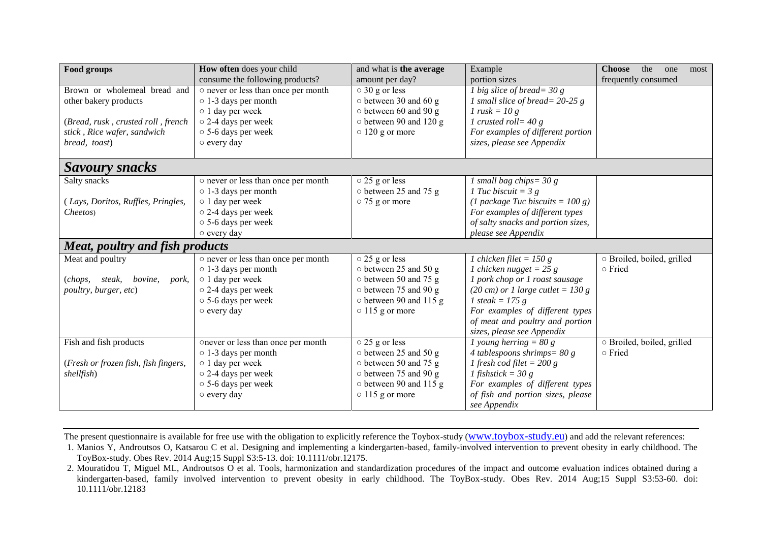| **Food groups** | **How often** does your child consume the following products? | and what is **the average** amount per day? | Example portion sizes | **Choose** the one most frequently consumed |
|---|---|---|---|---|
| Brown or wholemeal bread and other bakery products<br><br>*(Bread, rusk , crusted roll , french stick , Rice wafer, sandwich bread, toast)* | ○ never or less than once per month<br>○ 1-3 days per month<br>○ 1 day per week<br>○ 2-4 days per week<br>○ 5-6 days per week<br>○ every day | ○ 30 g or less<br>○ between 30 and 60 g<br>○ between 60 and 90 g<br>○ between 90 and 120 g<br>○ 120 g or more | *1 big slice of bread= 30 g*<br>*1 small slice of bread= 20-25 g*<br>*1 rusk = 10 g*<br>*1 crusted roll= 40 g*<br>*For examples of different portion sizes, please see Appendix* | |
| ***Savoury snacks*** | | | | |
| Salty snacks<br><br>*( Lays, Doritos, Ruffles, Pringles, Cheetos)* | ○ never or less than once per month<br>○ 1-3 days per month<br>○ 1 day per week<br>○ 2-4 days per week<br>○ 5-6 days per week<br>○ every day | ○ 25 g or less<br>○ between 25 and 75 g<br>○ 75 g or more | *1 small bag chips= 30 g*<br>*1 Tuc biscuit = 3 g*<br>*(1 package Tuc biscuits = 100 g)*<br>*For examples of different types of salty snacks and portion sizes, please see Appendix* | |
| ***Meat, poultry and fish products*** | | | | |
| Meat and poultry<br><br>*(chops, steak, bovine, pork, poultry, burger, etc)* | ○ never or less than once per month<br>○ 1-3 days per month<br>○ 1 day per week<br>○ 2-4 days per week<br>○ 5-6 days per week<br>○ every day | ○ 25 g or less<br>○ between 25 and 50 g<br>○ between 50 and 75 g<br>○ between 75 and 90 g<br>○ between 90 and 115 g<br>○ 115 g or more | *1 chicken filet = 150 g*<br>*1 chicken nugget = 25 g*<br>*1 pork chop or 1 roast sausage (20 cm) or 1 large cutlet = 130 g*<br>*1 steak = 175 g*<br>*For examples of different types of meat and poultry and portion sizes, please see Appendix* | ○ Broiled, boiled, grilled<br>○ Fried |
| Fish and fish products<br><br>*(Fresh or frozen fish, fish fingers, shellfish)* | ○never or less than once per month<br>○ 1-3 days per month<br>○ 1 day per week<br>○ 2-4 days per week<br>○ 5-6 days per week<br>○ every day | ○ 25 g or less<br>○ between 25 and 50 g<br>○ between 50 and 75 g<br>○ between 75 and 90 g<br>○ between 90 and 115 g<br>○ 115 g or more | *1 young herring = 80 g*<br>*4 tablespoons shrimps= 80 g*<br>*1 fresh cod filet = 200 g*<br>*1 fishstick = 30 g*<br>*For examples of different types of fish and portion sizes, please see Appendix* | ○ Broiled, boiled, grilled<br>○ Fried |

The present questionnaire is available for free use with the obligation to explicitly reference the Toybox-study (www.toybox-study.eu) and add the relevant references:

1. Manios Y, Androutsos O, Katsarou C et al. Designing and implementing a kindergarten-based, family-involved intervention to prevent obesity in early childhood. The ToyBox-study. Obes Rev. 2014 Aug;15 Suppl S3:5-13. doi: 10.1111/obr.12175.
2. Mouratidou T, Miguel ML, Androutsos O et al. Tools, harmonization and standardization procedures of the impact and outcome evaluation indices obtained during a kindergarten-based, family involved intervention to prevent obesity in early childhood. The ToyBox-study. Obes Rev. 2014 Aug;15 Suppl S3:53-60. doi: 10.1111/obr.12183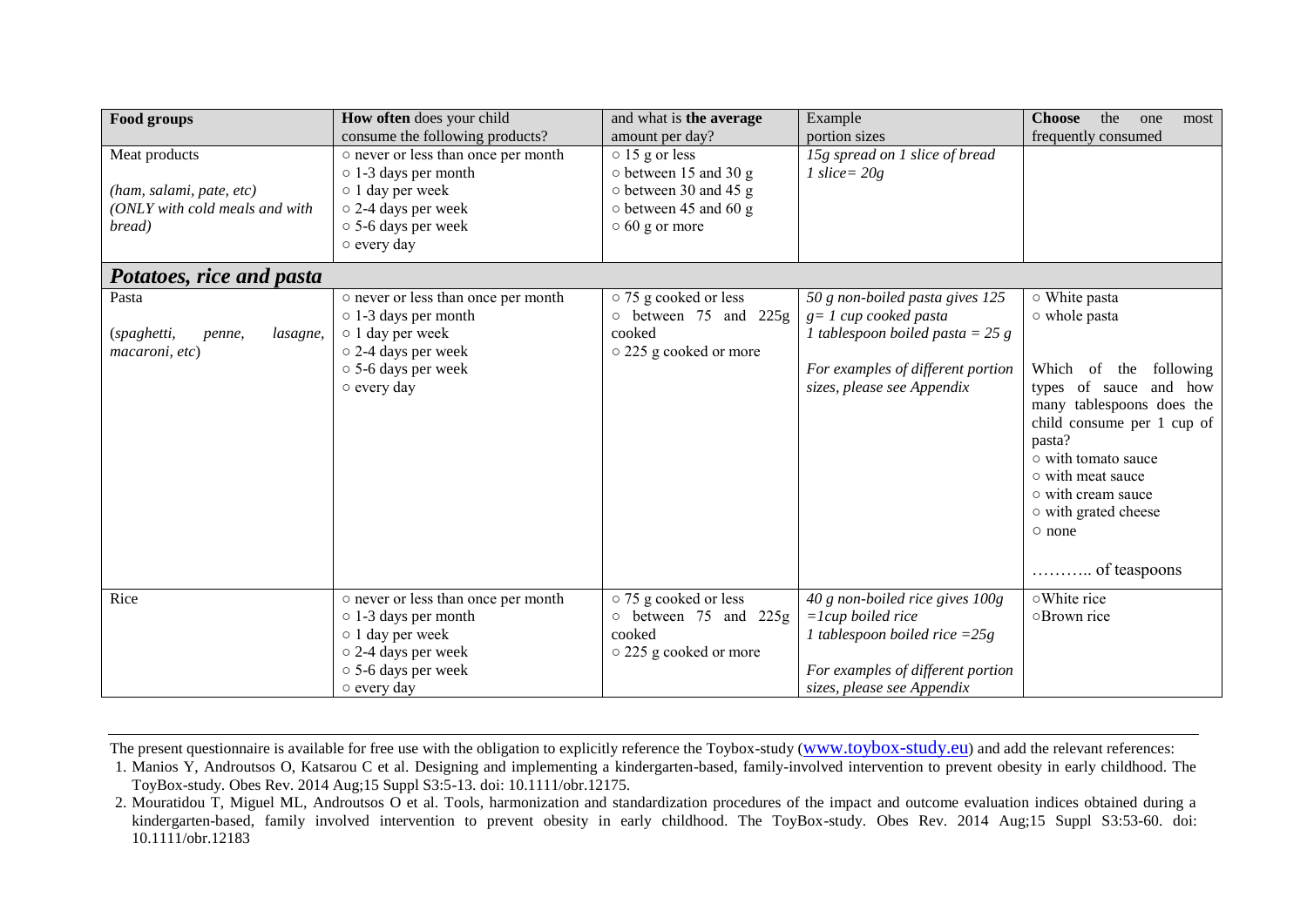| **Food groups** | **How often** does your child consume the following products? | and what is **the average** amount per day? | Example portion sizes | **Choose** the one most frequently consumed |
|---|---|---|---|---|
| Meat products<br><br>*(ham, salami, pate, etc)*<br>*(ONLY with cold meals and with bread)* | ○ never or less than once per month<br>○ 1-3 days per month<br>○ 1 day per week<br>○ 2-4 days per week<br>○ 5-6 days per week<br>○ every day | ○ 15 g or less<br>○ between 15 and 30 g<br>○ between 30 and 45 g<br>○ between 45 and 60 g<br>○ 60 g or more | *15g spread on 1 slice of bread*<br>*1 slice= 20g* | |
| ***Potatoes, rice and pasta*** | | | | |
| Pasta<br><br>(*spaghetti, penne, lasagne, macaroni, etc*) | ○ never or less than once per month<br>○ 1-3 days per month<br>○ 1 day per week<br>○ 2-4 days per week<br>○ 5-6 days per week<br>○ every day | ○ 75 g cooked or less<br>○ between 75 and 225g cooked<br>○ 225 g cooked or more | *50 g non-boiled pasta gives 125 g= 1 cup cooked pasta*<br>*1 tablespoon boiled pasta = 25 g*<br><br>*For examples of different portion sizes, please see Appendix* | ○ White pasta<br>○ whole pasta<br><br>Which of the following types of sauce and how many tablespoons does the child consume per 1 cup of pasta?<br>○ with tomato sauce<br>○ with meat sauce<br>○ with cream sauce<br>○ with grated cheese<br>○ none<br><br>……….. of teaspoons |
| Rice | ○ never or less than once per month<br>○ 1-3 days per month<br>○ 1 day per week<br>○ 2-4 days per week<br>○ 5-6 days per week<br>○ every day | ○ 75 g cooked or less<br>○ between 75 and 225g cooked<br>○ 225 g cooked or more | *40 g non-boiled rice gives 100g =1cup boiled rice*<br>*1 tablespoon boiled rice =25g*<br><br>*For examples of different portion sizes, please see Appendix* | ○White rice<br>○Brown rice |

The present questionnaire is available for free use with the obligation to explicitly reference the Toybox-study (www.toybox-study.eu) and add the relevant references:

1. Manios Y, Androutsos O, Katsarou C et al. Designing and implementing a kindergarten-based, family-involved intervention to prevent obesity in early childhood. The ToyBox-study. Obes Rev. 2014 Aug;15 Suppl S3:5-13. doi: 10.1111/obr.12175.
2. Mouratidou T, Miguel ML, Androutsos O et al. Tools, harmonization and standardization procedures of the impact and outcome evaluation indices obtained during a kindergarten-based, family involved intervention to prevent obesity in early childhood. The ToyBox-study. Obes Rev. 2014 Aug;15 Suppl S3:53-60. doi: 10.1111/obr.12183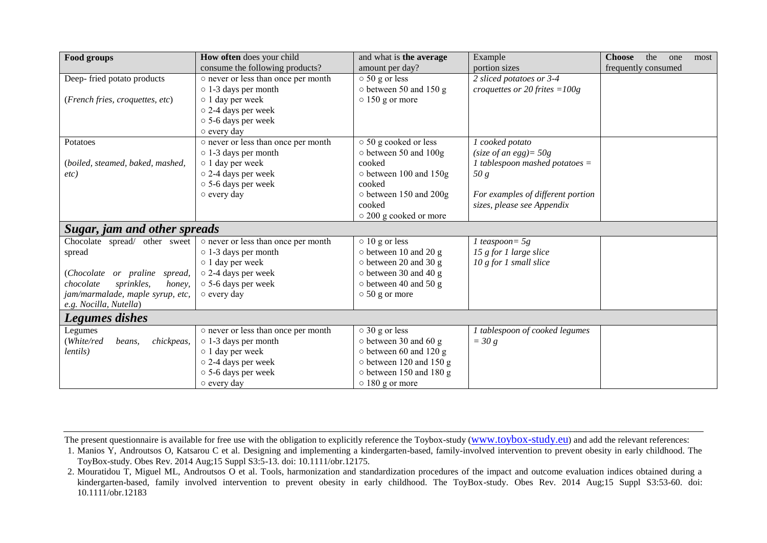| **Food groups** | **How often** does your child consume the following products? | and what is **the average** amount per day? | Example portion sizes | **Choose** the one most frequently consumed |
|---|---|---|---|---|
| Deep- fried potato products<br><br>(*French fries, croquettes, etc*) | ○ never or less than once per month<br>○ 1-3 days per month<br>○ 1 day per week<br>○ 2-4 days per week<br>○ 5-6 days per week<br>○ every day | ○ 50 g or less<br>○ between 50 and 150 g<br>○ 150 g or more | *2 sliced potatoes or 3-4 croquettes or 20 frites =100g* | |
| Potatoes<br><br>(*boiled, steamed, baked, mashed, etc)* | ○ never or less than once per month<br>○ 1-3 days per month<br>○ 1 day per week<br>○ 2-4 days per week<br>○ 5-6 days per week<br>○ every day | ○ 50 g cooked or less<br>○ between 50 and 100g cooked<br>○ between 100 and 150g cooked<br>○ between 150 and 200g cooked<br>○ 200 g cooked or more | *1 cooked potato (size of an egg)= 50g*<br>*1 tablespoon mashed potatoes = 50 g*<br><br>*For examples of different portion sizes, please see Appendix* | |
| ***Sugar, jam and other spreads*** | | | | |
| Chocolate spread/ other sweet spread<br><br>(*Chocolate or praline spread, chocolate sprinkles, honey, jam/marmalade, maple syrup, etc, e.g. Nocilla, Nutella*) | ○ never or less than once per month<br>○ 1-3 days per month<br>○ 1 day per week<br>○ 2-4 days per week<br>○ 5-6 days per week<br>○ every day | ○ 10 g or less<br>○ between 10 and 20 g<br>○ between 20 and 30 g<br>○ between 30 and 40 g<br>○ between 40 and 50 g<br>○ 50 g or more | *1 teaspoon= 5g*<br>*15 g for 1 large slice*<br>*10 g for 1 small slice* | |
| ***Legumes dishes*** | | | | |
| Legumes<br>(*White/red beans, chickpeas, lentils)* | ○ never or less than once per month<br>○ 1-3 days per month<br>○ 1 day per week<br>○ 2-4 days per week<br>○ 5-6 days per week<br>○ every day | ○ 30 g or less<br>○ between 30 and 60 g<br>○ between 60 and 120 g<br>○ between 120 and 150 g<br>○ between 150 and 180 g<br>○ 180 g or more | *1 tablespoon of cooked legumes = 30 g* | |

The present questionnaire is available for free use with the obligation to explicitly reference the Toybox-study (www.toybox-study.eu) and add the relevant references:

1. Manios Y, Androutsos O, Katsarou C et al. Designing and implementing a kindergarten-based, family-involved intervention to prevent obesity in early childhood. The ToyBox-study. Obes Rev. 2014 Aug;15 Suppl S3:5-13. doi: 10.1111/obr.12175.
2. Mouratidou T, Miguel ML, Androutsos O et al. Tools, harmonization and standardization procedures of the impact and outcome evaluation indices obtained during a kindergarten-based, family involved intervention to prevent obesity in early childhood. The ToyBox-study. Obes Rev. 2014 Aug;15 Suppl S3:53-60. doi: 10.1111/obr.12183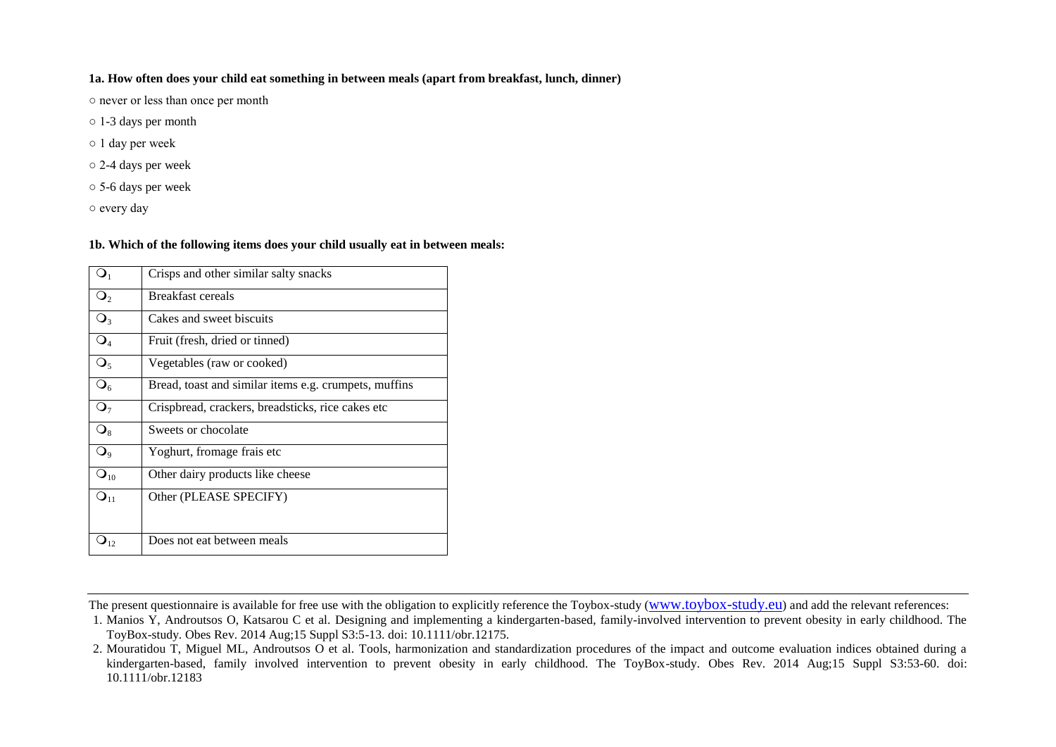**1a. How often does your child eat something in between meals (apart from breakfast, lunch, dinner)**

○ never or less than once per month

○ 1-3 days per month

○ 1 day per week

○ 2-4 days per week

○ 5-6 days per week

○ every day

**1b. Which of the following items does your child usually eat in between meals:**

| | |
|---|---|
| ○[1] | Crisps and other similar salty snacks |
| ○[2] | Breakfast cereals |
| ○[3] | Cakes and sweet biscuits |
| ○[4] | Fruit (fresh, dried or tinned) |
| ○[5] | Vegetables (raw or cooked) |
| ○[6] | Bread, toast and similar items e.g. crumpets, muffins |
| ○[7] | Crispbread, crackers, breadsticks, rice cakes etc |
| ○[8] | Sweets or chocolate |
| ○[9] | Yoghurt, fromage frais etc |
| ○[10] | Other dairy products like cheese |
| ○[11] | Other (PLEASE SPECIFY) |
| ○[12] | Does not eat between meals |

---

The present questionnaire is available for free use with the obligation to explicitly reference the Toybox-study (www.toybox-study.eu) and add the relevant references:

1. Manios Y, Androutsos O, Katsarou C et al. Designing and implementing a kindergarten-based, family-involved intervention to prevent obesity in early childhood. The ToyBox-study. Obes Rev. 2014 Aug;15 Suppl S3:5-13. doi: 10.1111/obr.12175.
2. Mouratidou T, Miguel ML, Androutsos O et al. Tools, harmonization and standardization procedures of the impact and outcome evaluation indices obtained during a kindergarten-based, family involved intervention to prevent obesity in early childhood. The ToyBox-study. Obes Rev. 2014 Aug;15 Suppl S3:53-60. doi: 10.1111/obr.12183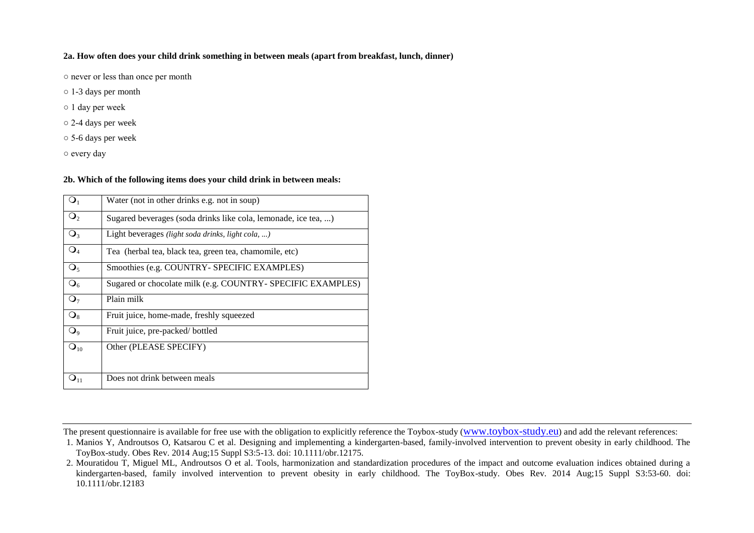**2a. How often does your child drink something in between meals (apart from breakfast, lunch, dinner)**

○ never or less than once per month

○ 1-3 days per month

○ 1 day per week

○ 2-4 days per week

○ 5-6 days per week

○ every day

**2b. Which of the following items does your child drink in between meals:**

| | |
|---|---|
| ○[1] | Water (not in other drinks e.g. not in soup) |
| ○[2] | Sugared beverages (soda drinks like cola, lemonade, ice tea, ...) |
| ○[3] | Light beverages *(light soda drinks, light cola, ...)* |
| ○[4] | Tea (herbal tea, black tea, green tea, chamomile, etc) |
| ○[5] | Smoothies (e.g. COUNTRY- SPECIFIC EXAMPLES) |
| ○[6] | Sugared or chocolate milk (e.g. COUNTRY- SPECIFIC EXAMPLES) |
| ○[7] | Plain milk |
| ○[8] | Fruit juice, home-made, freshly squeezed |
| ○[9] | Fruit juice, pre-packed/ bottled |
| ○[10] | Other (PLEASE SPECIFY) |
| ○[11] | Does not drink between meals |

The present questionnaire is available for free use with the obligation to explicitly reference the Toybox-study (www.toybox-study.eu) and add the relevant references:

1. Manios Y, Androutsos O, Katsarou C et al. Designing and implementing a kindergarten-based, family-involved intervention to prevent obesity in early childhood. The ToyBox-study. Obes Rev. 2014 Aug;15 Suppl S3:5-13. doi: 10.1111/obr.12175.
2. Mouratidou T, Miguel ML, Androutsos O et al. Tools, harmonization and standardization procedures of the impact and outcome evaluation indices obtained during a kindergarten-based, family involved intervention to prevent obesity in early childhood. The ToyBox-study. Obes Rev. 2014 Aug;15 Suppl S3:53-60. doi: 10.1111/obr.12183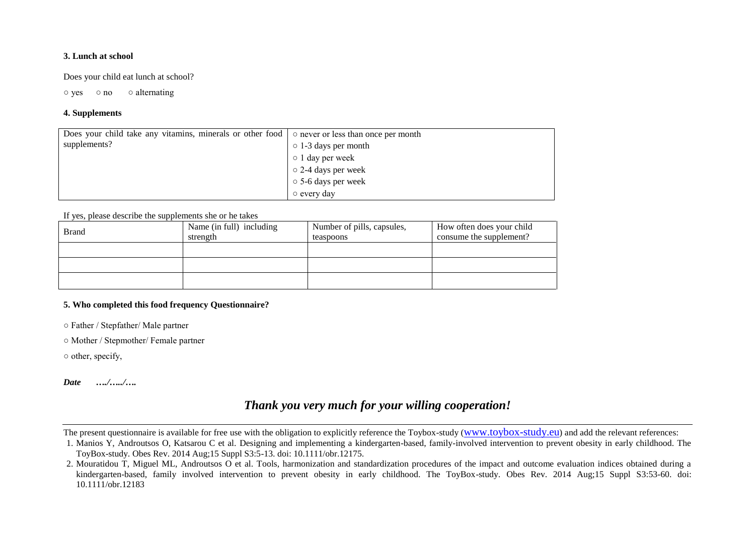**3. Lunch at school**

Does your child eat lunch at school?

○ yes ○ no ○ alternating

**4. Supplements**

| | |
|---|---|
| Does your child take any vitamins, minerals or other food supplements? | ○ never or less than once per month<br>○ 1-3 days per month<br>○ 1 day per week<br>○ 2-4 days per week<br>○ 5-6 days per week<br>○ every day |

If yes, please describe the supplements she or he takes

| Brand | Name (in full) including strength | Number of pills, capsules, teaspoons | How often does your child consume the supplement? |
|---|---|---|---|
| | | | |
| | | | |
| | | | |

**5. Who completed this food frequency Questionnaire?**

○ Father / Stepfather/ Male partner

○ Mother / Stepmother/ Female partner

○ other, specify,

***Date ..../...../....***

## *Thank you very much for your willing cooperation!*

---

The present questionnaire is available for free use with the obligation to explicitly reference the Toybox-study (www.toybox-study.eu) and add the relevant references:

1. Manios Y, Androutsos O, Katsarou C et al. Designing and implementing a kindergarten-based, family-involved intervention to prevent obesity in early childhood. The ToyBox-study. Obes Rev. 2014 Aug;15 Suppl S3:5-13. doi: 10.1111/obr.12175.
2. Mouratidou T, Miguel ML, Androutsos O et al. Tools, harmonization and standardization procedures of the impact and outcome evaluation indices obtained during a kindergarten-based, family involved intervention to prevent obesity in early childhood. The ToyBox-study. Obes Rev. 2014 Aug;15 Suppl S3:53-60. doi: 10.1111/obr.12183